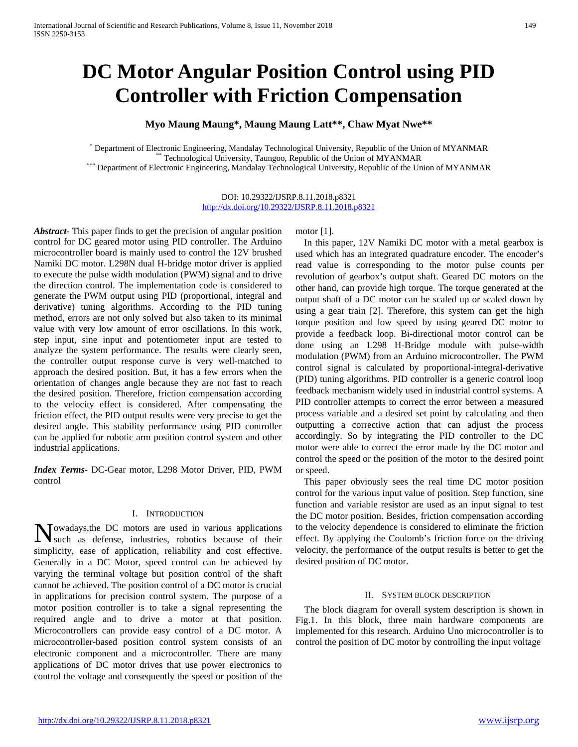# DC Motor Angular Position Control using PID Controller with Friction Compensation

**Myo Maung Maung\*, Maung Maung Latt\*\*, Chaw Myat Nwe\*\***

\* Department of Electronic Engineering, Mandalay Technological University, Republic of the Union of MYANMAR
\*\* Technological University, Taungoo, Republic of the Union of MYANMAR
\*\*\* Department of Electronic Engineering, Mandalay Technological University, Republic of the Union of MYANMAR

DOI: 10.29322/IJSRP.8.11.2018.p8321
http://dx.doi.org/10.29322/IJSRP.8.11.2018.p8321

***Abstract***- This paper finds to get the precision of angular position control for DC geared motor using PID controller. The Arduino microcontroller board is mainly used to control the 12V brushed Namiki DC motor. L298N dual H-bridge motor driver is applied to execute the pulse width modulation (PWM) signal and to drive the direction control. The implementation code is considered to generate the PWM output using PID (proportional, integral and derivative) tuning algorithms. According to the PID tuning method, errors are not only solved but also taken to its minimal value with very low amount of error oscillations. In this work, step input, sine input and potentiometer input are tested to analyze the system performance. The results were clearly seen, the controller output response curve is very well-matched to approach the desired position. But, it has a few errors when the orientation of changes angle because they are not fast to reach the desired position. Therefore, friction compensation according to the velocity effect is considered. After compensating the friction effect, the PID output results were very precise to get the desired angle. This stability performance using PID controller can be applied for robotic arm position control system and other industrial applications.

***Index Terms***- DC-Gear motor, L298 Motor Driver, PID, PWM control

## I. Introduction

Nowadays,the DC motors are used in various applications such as defense, industries, robotics because of their simplicity, ease of application, reliability and cost effective. Generally in a DC Motor, speed control can be achieved by varying the terminal voltage but position control of the shaft cannot be achieved. The position control of a DC motor is crucial in applications for precision control system. The purpose of a motor position controller is to take a signal representing the required angle and to drive a motor at that position. Microcontrollers can provide easy control of a DC motor. A microcontroller-based position control system consists of an electronic component and a microcontroller. There are many applications of DC motor drives that use power electronics to control the voltage and consequently the speed or position of the motor [1].

In this paper, 12V Namiki DC motor with a metal gearbox is used which has an integrated quadrature encoder. The encoder's read value is corresponding to the motor pulse counts per revolution of gearbox's output shaft. Geared DC motors on the other hand, can provide high torque. The torque generated at the output shaft of a DC motor can be scaled up or scaled down by using a gear train [2]. Therefore, this system can get the high torque position and low speed by using geared DC motor to provide a feedback loop. Bi-directional motor control can be done using an L298 H-Bridge module with pulse-width modulation (PWM) from an Arduino microcontroller. The PWM control signal is calculated by proportional-integral-derivative (PID) tuning algorithms. PID controller is a generic control loop feedback mechanism widely used in industrial control systems. A PID controller attempts to correct the error between a measured process variable and a desired set point by calculating and then outputting a corrective action that can adjust the process accordingly. So by integrating the PID controller to the DC motor were able to correct the error made by the DC motor and control the speed or the position of the motor to the desired point or speed.

This paper obviously sees the real time DC motor position control for the various input value of position. Step function, sine function and variable resistor are used as an input signal to test the DC motor position. Besides, friction compensation according to the velocity dependence is considered to eliminate the friction effect. By applying the Coulomb's friction force on the driving velocity, the performance of the output results is better to get the desired position of DC motor.

## II. System Block Description

The block diagram for overall system description is shown in Fig.1. In this block, three main hardware components are implemented for this research. Arduino Uno microcontroller is to control the position of DC motor by controlling the input voltage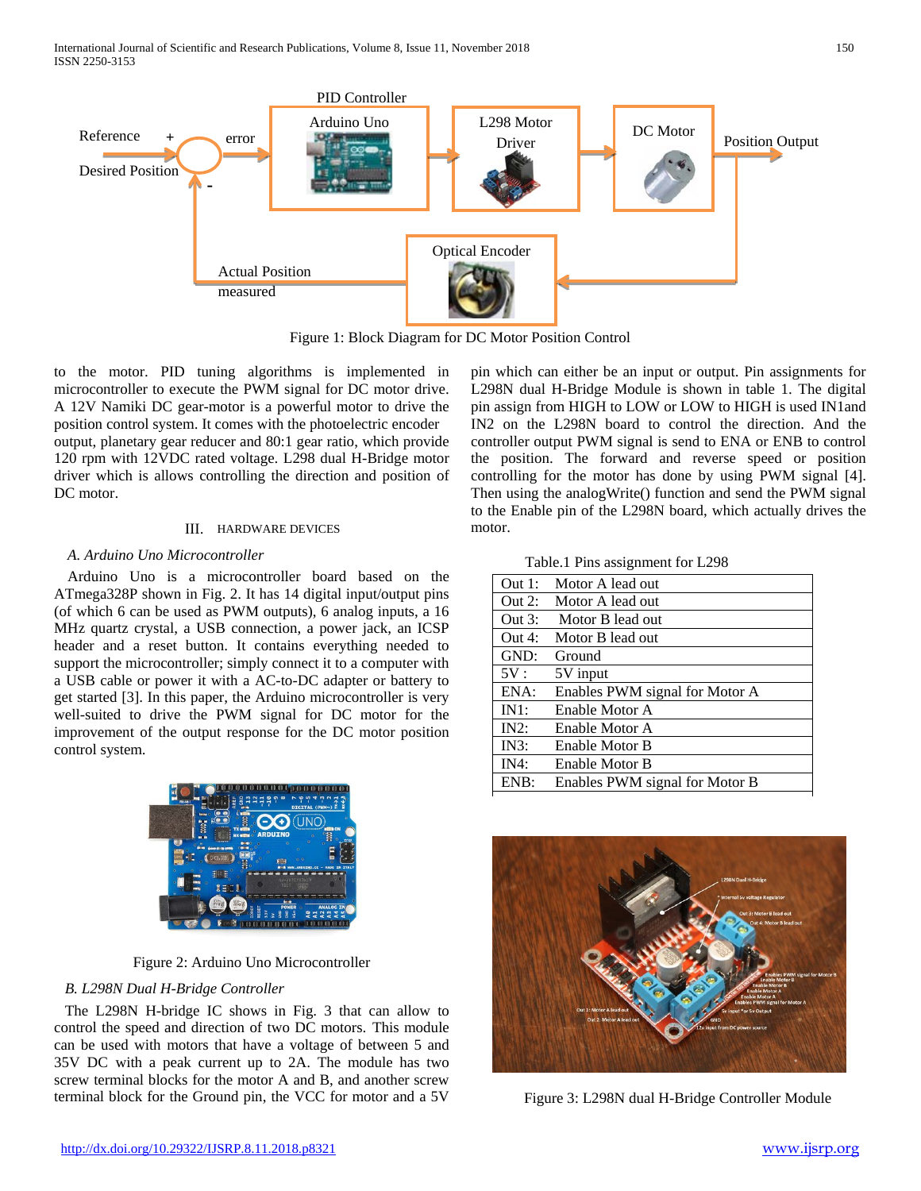Figure 1: Block Diagram for DC Motor Position Control

to the motor. PID tuning algorithms is implemented in microcontroller to execute the PWM signal for DC motor drive. A 12V Namiki DC gear-motor is a powerful motor to drive the position control system. It comes with the photoelectric encoder output, planetary gear reducer and 80:1 gear ratio, which provide 120 rpm with 12VDC rated voltage. L298 dual H-Bridge motor driver which is allows controlling the direction and position of DC motor.

## III. HARDWARE DEVICES

### *A. Arduino Uno Microcontroller*

Arduino Uno is a microcontroller board based on the ATmega328P shown in Fig. 2. It has 14 digital input/output pins (of which 6 can be used as PWM outputs), 6 analog inputs, a 16 MHz quartz crystal, a USB connection, a power jack, an ICSP header and a reset button. It contains everything needed to support the microcontroller; simply connect it to a computer with a USB cable or power it with a AC-to-DC adapter or battery to get started [3]. In this paper, the Arduino microcontroller is very well-suited to drive the PWM signal for DC motor for the improvement of the output response for the DC motor position control system.

Figure 2: Arduino Uno Microcontroller

### *B. L298N Dual H-Bridge Controller*

The L298N H-bridge IC shows in Fig. 3 that can allow to control the speed and direction of two DC motors. This module can be used with motors that have a voltage of between 5 and 35V DC with a peak current up to 2A. The module has two screw terminal blocks for the motor A and B, and another screw terminal block for the Ground pin, the VCC for motor and a 5V pin which can either be an input or output. Pin assignments for L298N dual H-Bridge Module is shown in table 1. The digital pin assign from HIGH to LOW or LOW to HIGH is used IN1and IN2 on the L298N board to control the direction. And the controller output PWM signal is send to ENA or ENB to control the position. The forward and reverse speed or position controlling for the motor has done by using PWM signal [4]. Then using the analogWrite() function and send the PWM signal to the Enable pin of the L298N board, which actually drives the motor.

Table.1 Pins assignment for L298

| Pin | Description |
|---|---|
| Out 1: | Motor A lead out |
| Out 2: | Motor A lead out |
| Out 3: | Motor B lead out |
| Out 4: | Motor B lead out |
| GND: | Ground |
| 5V : | 5V input |
| ENA: | Enables PWM signal for Motor A |
| IN1: | Enable Motor A |
| IN2: | Enable Motor A |
| IN3: | Enable Motor B |
| IN4: | Enable Motor B |
| ENB: | Enables PWM signal for Motor B |

Figure 3: L298N dual H-Bridge Controller Module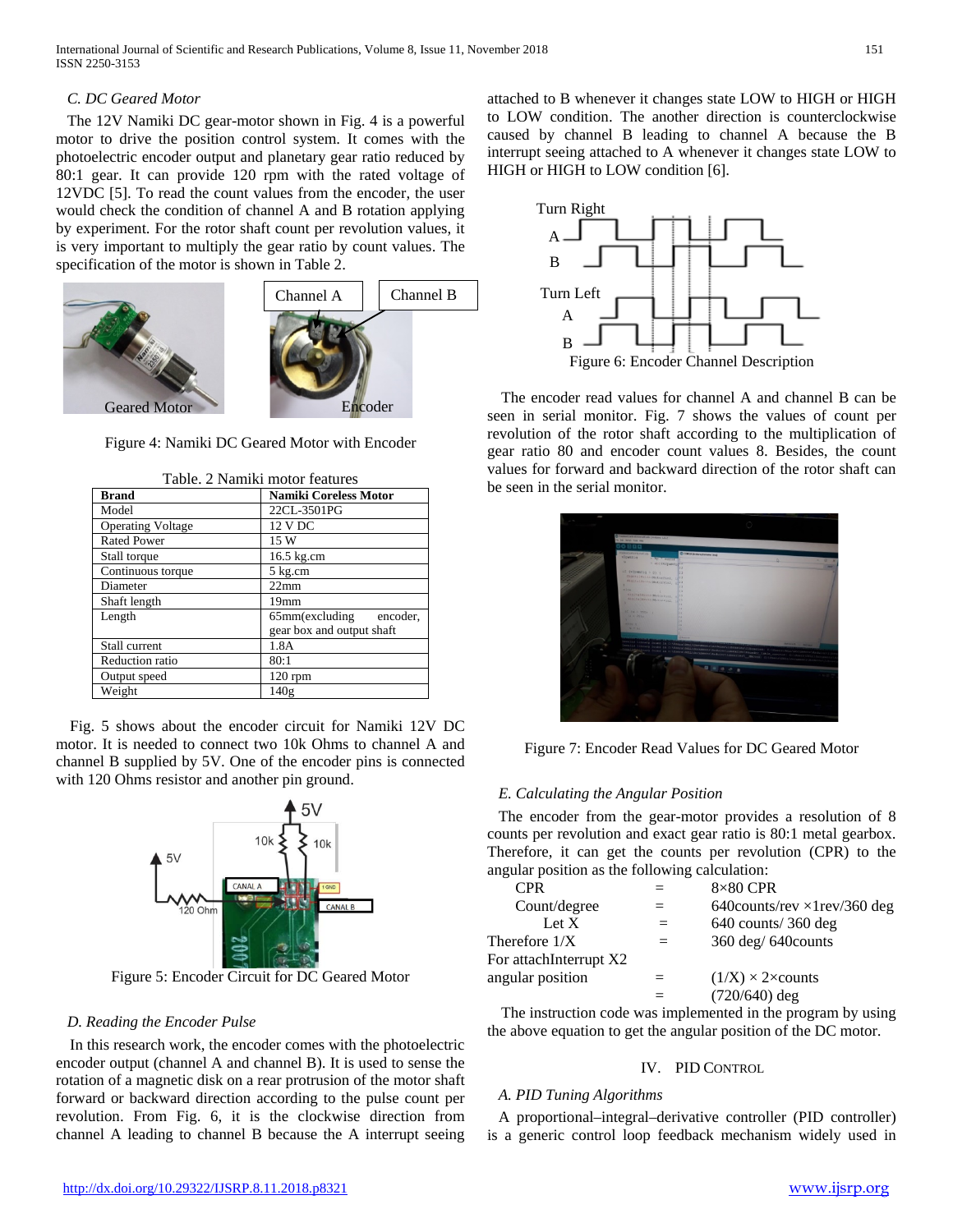### C. DC Geared Motor

The 12V Namiki DC gear-motor shown in Fig. 4 is a powerful motor to drive the position control system. It comes with the photoelectric encoder output and planetary gear ratio reduced by 80:1 gear. It can provide 120 rpm with the rated voltage of 12VDC [5]. To read the count values from the encoder, the user would check the condition of channel A and B rotation applying by experiment. For the rotor shaft count per revolution values, it is very important to multiply the gear ratio by count values. The specification of the motor is shown in Table 2.

Figure 4: Namiki DC Geared Motor with Encoder

Table. 2 Namiki motor features

| Brand | Namiki Coreless Motor |
|---|---|
| Model | 22CL-3501PG |
| Operating Voltage | 12 V DC |
| Rated Power | 15 W |
| Stall torque | 16.5 kg.cm |
| Continuous torque | 5 kg.cm |
| Diameter | 22mm |
| Shaft length | 19mm |
| Length | 65mm(excluding encoder, gear box and output shaft |
| Stall current | 1.8A |
| Reduction ratio | 80:1 |
| Output speed | 120 rpm |
| Weight | 140g |

Fig. 5 shows about the encoder circuit for Namiki 12V DC motor. It is needed to connect two 10k Ohms to channel A and channel B supplied by 5V. One of the encoder pins is connected with 120 Ohms resistor and another pin ground.

Figure 5: Encoder Circuit for DC Geared Motor

### D. Reading the Encoder Pulse

In this research work, the encoder comes with the photoelectric encoder output (channel A and channel B). It is used to sense the rotation of a magnetic disk on a rear protrusion of the motor shaft forward or backward direction according to the pulse count per revolution. From Fig. 6, it is the clockwise direction from channel A leading to channel B because the A interrupt seeing attached to B whenever it changes state LOW to HIGH or HIGH to LOW condition. The another direction is counterclockwise caused by channel B leading to channel A because the B interrupt seeing attached to A whenever it changes state LOW to HIGH or HIGH to LOW condition [6].

Figure 6: Encoder Channel Description

The encoder read values for channel A and channel B can be seen in serial monitor. Fig. 7 shows the values of count per revolution of the rotor shaft according to the multiplication of gear ratio 80 and encoder count values 8. Besides, the count values for forward and backward direction of the rotor shaft can be seen in the serial monitor.

Figure 7: Encoder Read Values for DC Geared Motor

### E. Calculating the Angular Position

The encoder from the gear-motor provides a resolution of 8 counts per revolution and exact gear ratio is 80:1 metal gearbox. Therefore, it can get the counts per revolution (CPR) to the angular position as the following calculation:

| | | |
|---|---|---|
| CPR | = | 8×80 CPR |
| Count/degree | = | 640counts/rev ×1rev/360 deg |
| Let X | = | 640 counts/ 360 deg |
| Therefore 1/X | = | 360 deg/ 640counts |
| For attachInterrupt X2 | | |
| angular position | = | (1/X) × 2×counts |
| | = | (720/640) deg |

The instruction code was implemented in the program by using the above equation to get the angular position of the DC motor.

## IV. PID Control

### A. PID Tuning Algorithms

A proportional–integral–derivative controller (PID controller) is a generic control loop feedback mechanism widely used in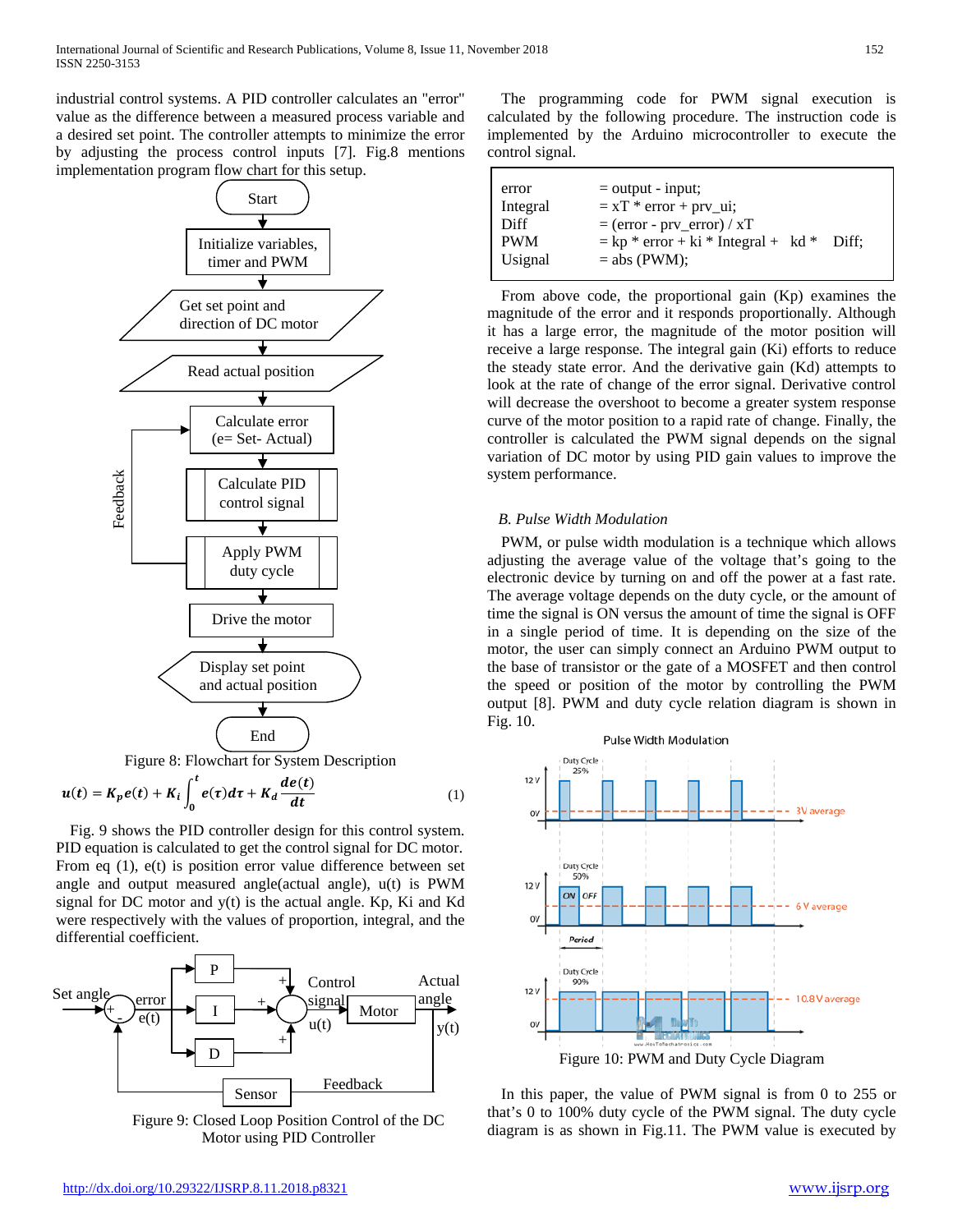industrial control systems. A PID controller calculates an "error" value as the difference between a measured process variable and a desired set point. The controller attempts to minimize the error by adjusting the process control inputs [7]. Fig.8 mentions implementation program flow chart for this setup.

Figure 8: Flowchart for System Description

$$u(t) = K_p e(t) + K_i \int_0^t e(\tau)d\tau + K_d \frac{de(t)}{dt} \quad (1)$$

Fig. 9 shows the PID controller design for this control system. PID equation is calculated to get the control signal for DC motor. From eq (1), e(t) is position error value difference between set angle and output measured angle(actual angle), u(t) is PWM signal for DC motor and y(t) is the actual angle. Kp, Ki and Kd were respectively with the values of proportion, integral, and the differential coefficient.

Figure 9: Closed Loop Position Control of the DC Motor using PID Controller

The programming code for PWM signal execution is calculated by the following procedure. The instruction code is implemented by the Arduino microcontroller to execute the control signal.

```
error        = output - input;
Integral     = xT * error + prv_ui;
Diff         = (error - prv_error) / xT
PWM          = kp * error + ki * Integral +   kd *    Diff;
Usignal      = abs (PWM);
```

From above code, the proportional gain (Kp) examines the magnitude of the error and it responds proportionally. Although it has a large error, the magnitude of the motor position will receive a large response. The integral gain (Ki) efforts to reduce the steady state error. And the derivative gain (Kd) attempts to look at the rate of change of the error signal. Derivative control will decrease the overshoot to become a greater system response curve of the motor position to a rapid rate of change. Finally, the controller is calculated the PWM signal depends on the signal variation of DC motor by using PID gain values to improve the system performance.

### *B. Pulse Width Modulation*

PWM, or pulse width modulation is a technique which allows adjusting the average value of the voltage that's going to the electronic device by turning on and off the power at a fast rate. The average voltage depends on the duty cycle, or the amount of time the signal is ON versus the amount of time the signal is OFF in a single period of time. It is depending on the size of the motor, the user can simply connect an Arduino PWM output to the base of transistor or the gate of a MOSFET and then control the speed or position of the motor by controlling the PWM output [8]. PWM and duty cycle relation diagram is shown in Fig. 10.

Figure 10: PWM and Duty Cycle Diagram

In this paper, the value of PWM signal is from 0 to 255 or that's 0 to 100% duty cycle of the PWM signal. The duty cycle diagram is as shown in Fig.11. The PWM value is executed by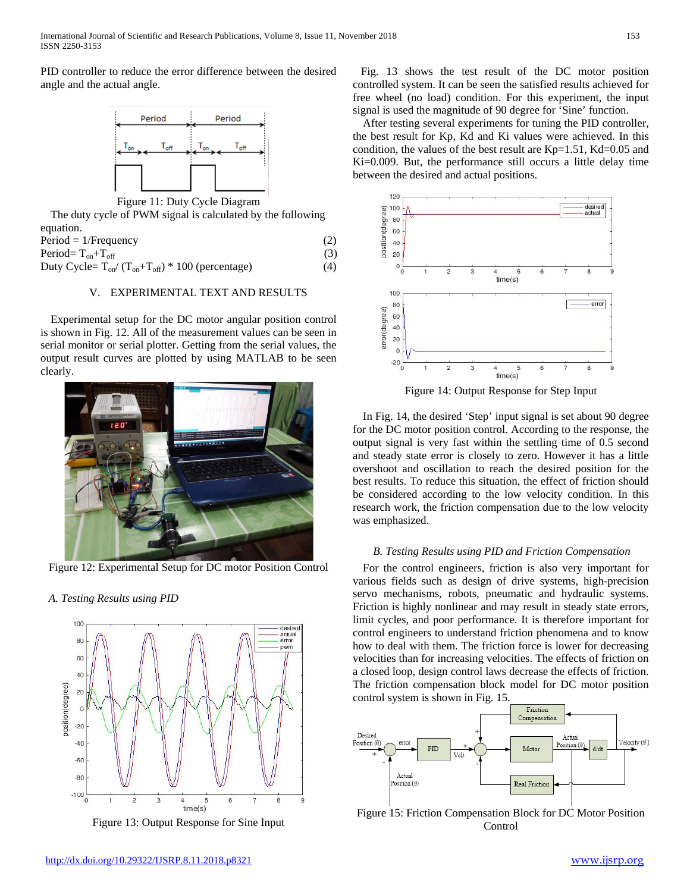PID controller to reduce the error difference between the desired angle and the actual angle.

Figure 11: Duty Cycle Diagram

The duty cycle of PWM signal is calculated by the following equation.

Period = 1/Frequency (2)

Period= $T_{on}+T_{off}$ (3)

Duty Cycle= $T_{on}/(T_{on}+T_{off})$ * 100 (percentage) (4)

## V. EXPERIMENTAL TEXT AND RESULTS

Experimental setup for the DC motor angular position control is shown in Fig. 12. All of the measurement values can be seen in serial monitor or serial plotter. Getting from the serial values, the output result curves are plotted by using MATLAB to be seen clearly.

Figure 12: Experimental Setup for DC motor Position Control

### *A. Testing Results using PID*

Figure 13: Output Response for Sine Input

Fig. 13 shows the test result of the DC motor position controlled system. It can be seen the satisfied results achieved for free wheel (no load) condition. For this experiment, the input signal is used the magnitude of 90 degree for 'Sine' function.

After testing several experiments for tuning the PID controller, the best result for Kp, Kd and Ki values were achieved. In this condition, the values of the best result are Kp=1.51, Kd=0.05 and Ki=0.009. But, the performance still occurs a little delay time between the desired and actual positions.

Figure 14: Output Response for Step Input

In Fig. 14, the desired 'Step' input signal is set about 90 degree for the DC motor position control. According to the response, the output signal is very fast within the settling time of 0.5 second and steady state error is closely to zero. However it has a little overshoot and oscillation to reach the desired position for the best results. To reduce this situation, the effect of friction should be considered according to the low velocity condition. In this research work, the friction compensation due to the low velocity was emphasized.

### *B. Testing Results using PID and Friction Compensation*

For the control engineers, friction is also very important for various fields such as design of drive systems, high-precision servo mechanisms, robots, pneumatic and hydraulic systems. Friction is highly nonlinear and may result in steady state errors, limit cycles, and poor performance. It is therefore important for control engineers to understand friction phenomena and to know how to deal with them. The friction force is lower for decreasing velocities than for increasing velocities. The effects of friction on a closed loop, design control laws decrease the effects of friction. The friction compensation block model for DC motor position control system is shown in Fig. 15.

Figure 15: Friction Compensation Block for DC Motor Position Control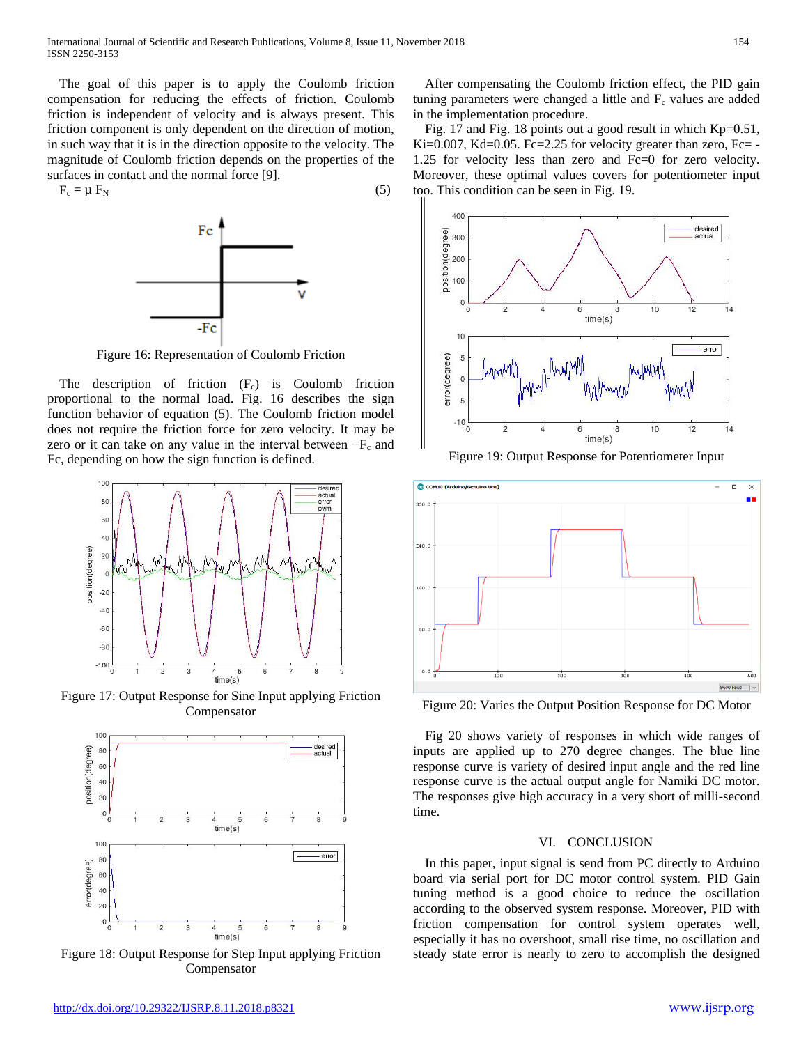The goal of this paper is to apply the Coulomb friction compensation for reducing the effects of friction. Coulomb friction is independent of velocity and is always present. This friction component is only dependent on the direction of motion, in such way that it is in the direction opposite to the velocity. The magnitude of Coulomb friction depends on the properties of the surfaces in contact and the normal force [9].

$$F_c = \mu F_N \tag{5}$$

Figure 16: Representation of Coulomb Friction

The description of friction ($F_c$) is Coulomb friction proportional to the normal load. Fig. 16 describes the sign function behavior of equation (5). The Coulomb friction model does not require the friction force for zero velocity. It may be zero or it can take on any value in the interval between $-F_c$ and Fc, depending on how the sign function is defined.

Figure 17: Output Response for Sine Input applying Friction Compensator

Figure 18: Output Response for Step Input applying Friction Compensator

After compensating the Coulomb friction effect, the PID gain tuning parameters were changed a little and $F_c$ values are added in the implementation procedure.

Fig. 17 and Fig. 18 points out a good result in which Kp=0.51, Ki=0.007, Kd=0.05. Fc=2.25 for velocity greater than zero, Fc= -1.25 for velocity less than zero and Fc=0 for zero velocity. Moreover, these optimal values covers for potentiometer input too. This condition can be seen in Fig. 19.

Figure 19: Output Response for Potentiometer Input

Figure 20: Varies the Output Position Response for DC Motor

Fig 20 shows variety of responses in which wide ranges of inputs are applied up to 270 degree changes. The blue line response curve is variety of desired input angle and the red line response curve is the actual output angle for Namiki DC motor. The responses give high accuracy in a very short of milli-second time.

## VI. CONCLUSION

In this paper, input signal is send from PC directly to Arduino board via serial port for DC motor control system. PID Gain tuning method is a good choice to reduce the oscillation according to the observed system response. Moreover, PID with friction compensation for control system operates well, especially it has no overshoot, small rise time, no oscillation and steady state error is nearly to zero to accomplish the designed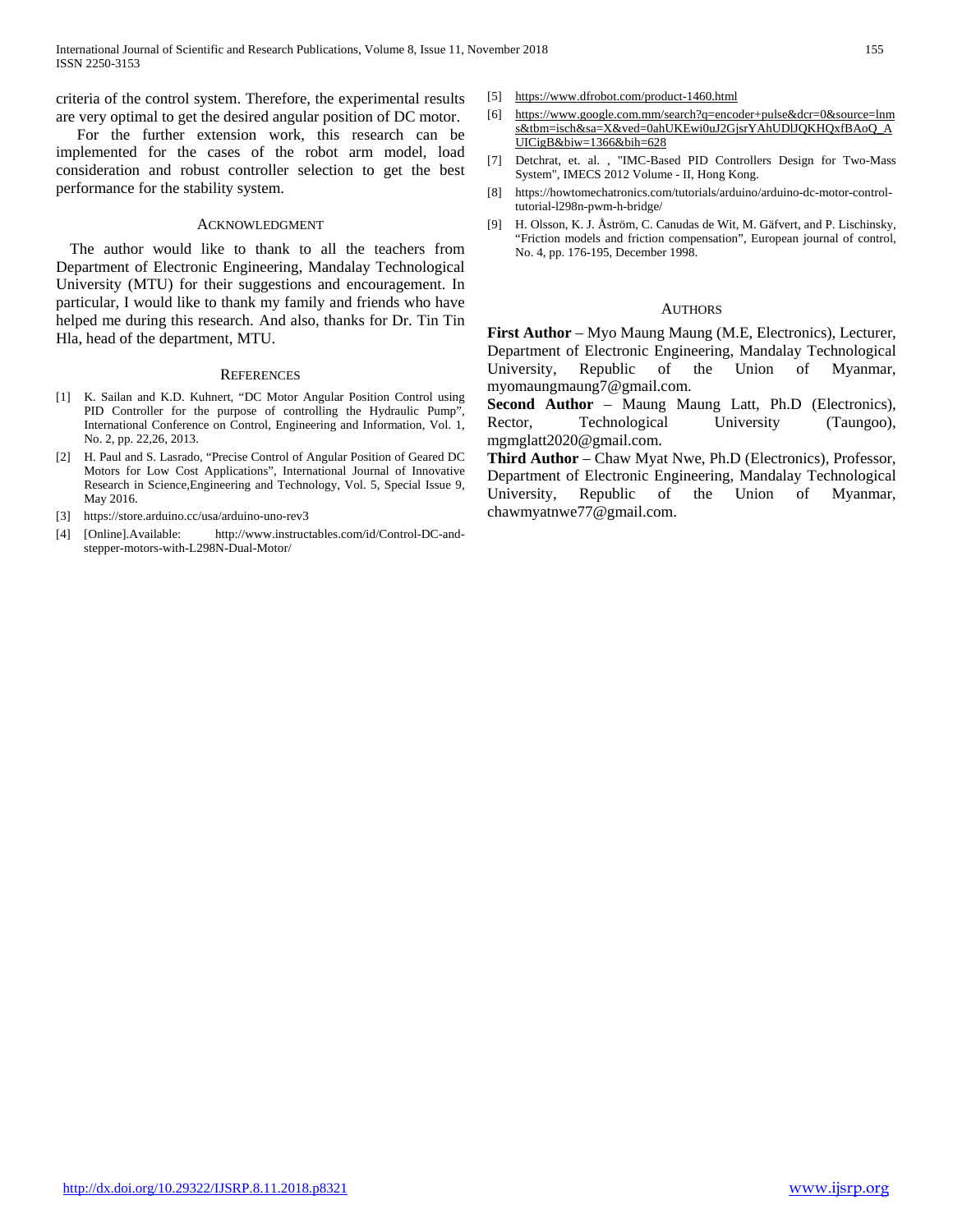criteria of the control system. Therefore, the experimental results are very optimal to get the desired angular position of DC motor.

For the further extension work, this research can be implemented for the cases of the robot arm model, load consideration and robust controller selection to get the best performance for the stability system.

## Acknowledgment

The author would like to thank to all the teachers from Department of Electronic Engineering, Mandalay Technological University (MTU) for their suggestions and encouragement. In particular, I would like to thank my family and friends who have helped me during this research. And also, thanks for Dr. Tin Tin Hla, head of the department, MTU.

## References

[1] K. Sailan and K.D. Kuhnert, "DC Motor Angular Position Control using PID Controller for the purpose of controlling the Hydraulic Pump", International Conference on Control, Engineering and Information, Vol. 1, No. 2, pp. 22,26, 2013.

[2] H. Paul and S. Lasrado, "Precise Control of Angular Position of Geared DC Motors for Low Cost Applications", International Journal of Innovative Research in Science,Engineering and Technology, Vol. 5, Special Issue 9, May 2016.

[3] https://store.arduino.cc/usa/arduino-uno-rev3

[4] [Online].Available: http://www.instructables.com/id/Control-DC-and-stepper-motors-with-L298N-Dual-Motor/

[5] https://www.dfrobot.com/product-1460.html

[6] https://www.google.com.mm/search?q=encoder+pulse&dcr=0&source=lnms&tbm=isch&sa=X&ved=0ahUKEwi0uJ2GjsrYAhUDlJQKHQxfBAoQ_AUICigB&biw=1366&bih=628

[7] Detchrat, et. al. , "IMC-Based PID Controllers Design for Two-Mass System", IMECS 2012 Volume - II, Hong Kong.

[8] https://howtomechatronics.com/tutorials/arduino/arduino-dc-motor-control-tutorial-l298n-pwm-h-bridge/

[9] H. Olsson, K. J. Åström, C. Canudas de Wit, M. Gäfvert, and P. Lischinsky, "Friction models and friction compensation", European journal of control, No. 4, pp. 176-195, December 1998.

## Authors

**First Author** – Myo Maung Maung (M.E, Electronics), Lecturer, Department of Electronic Engineering, Mandalay Technological University, Republic of the Union of Myanmar, myomaungmaung7@gmail.com.

**Second Author** – Maung Maung Latt, Ph.D (Electronics), Rector, Technological University (Taungoo), mgmglatt2020@gmail.com.

**Third Author** – Chaw Myat Nwe, Ph.D (Electronics), Professor, Department of Electronic Engineering, Mandalay Technological University, Republic of the Union of Myanmar, chawmyatnwe77@gmail.com.